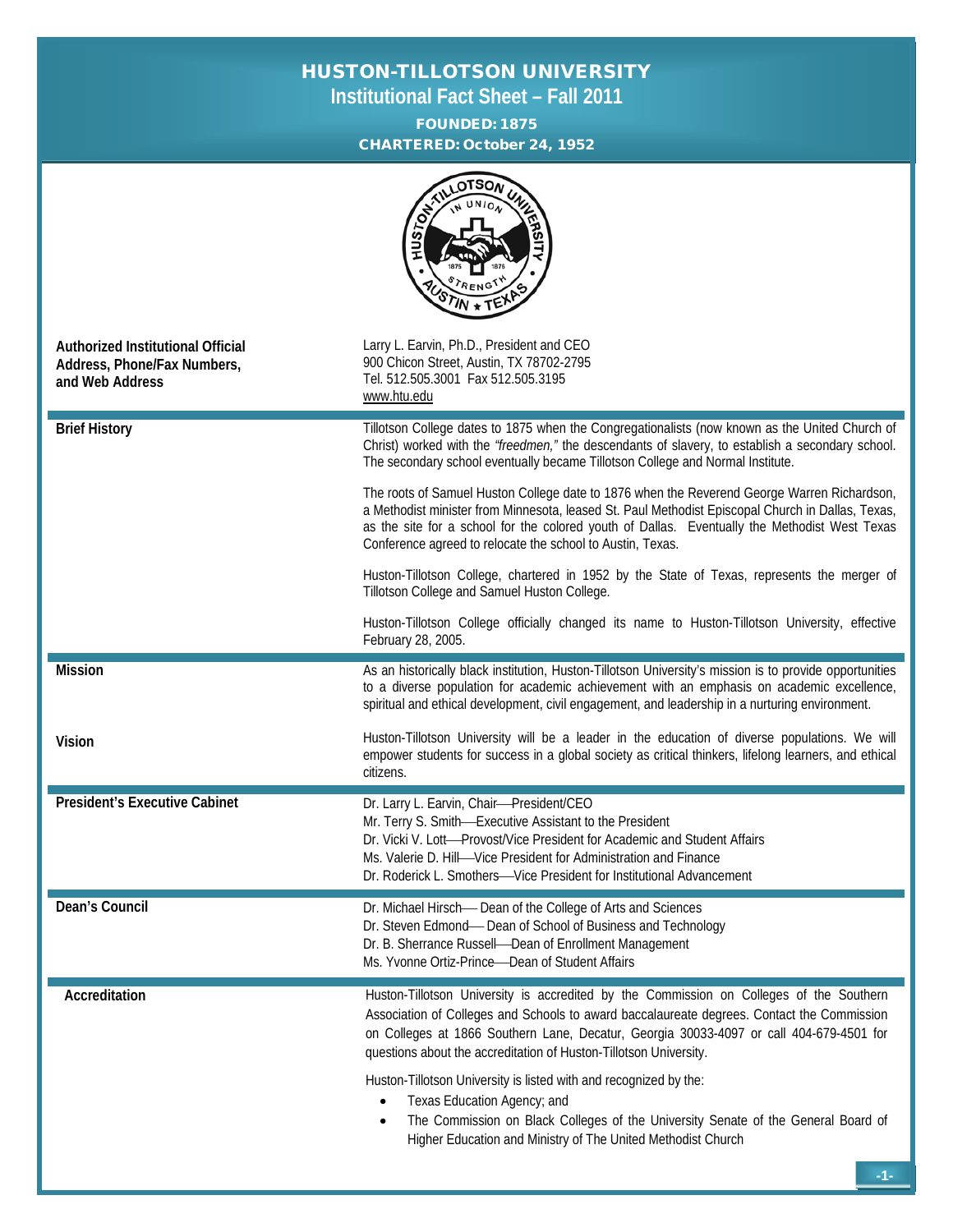# HUSTON-TILLOTSON UNIVERSITY

## Institutional Fact Sheet – Fall 2011

**FOUNDED: 1875**

**CHARTERED: October 24, 1952**

| | |
|---|---|
| **Authorized Institutional Official Address, Phone/Fax Numbers, and Web Address** | Larry L. Earvin, Ph.D., President and CEO<br>900 Chicon Street, Austin, TX 78702-2795<br>Tel. 512.505.3001 Fax 512.505.3195<br>www.htu.edu |
| **Brief History** | Tillotson College dates to 1875 when the Congregationalists (now known as the United Church of Christ) worked with the *"freedmen,"* the descendants of slavery, to establish a secondary school. The secondary school eventually became Tillotson College and Normal Institute.<br><br>The roots of Samuel Huston College date to 1876 when the Reverend George Warren Richardson, a Methodist minister from Minnesota, leased St. Paul Methodist Episcopal Church in Dallas, Texas, as the site for a school for the colored youth of Dallas. Eventually the Methodist West Texas Conference agreed to relocate the school to Austin, Texas.<br><br>Huston-Tillotson College, chartered in 1952 by the State of Texas, represents the merger of Tillotson College and Samuel Huston College.<br><br>Huston-Tillotson College officially changed its name to Huston-Tillotson University, effective February 28, 2005. |
| **Mission** | As an historically black institution, Huston-Tillotson University's mission is to provide opportunities to a diverse population for academic achievement with an emphasis on academic excellence, spiritual and ethical development, civil engagement, and leadership in a nurturing environment. |
| **Vision** | Huston-Tillotson University will be a leader in the education of diverse populations. We will empower students for success in a global society as critical thinkers, lifelong learners, and ethical citizens. |
| **President's Executive Cabinet** | Dr. Larry L. Earvin, Chair—President/CEO<br>Mr. Terry S. Smith—Executive Assistant to the President<br>Dr. Vicki V. Lott—Provost/Vice President for Academic and Student Affairs<br>Ms. Valerie D. Hill—Vice President for Administration and Finance<br>Dr. Roderick L. Smothers—Vice President for Institutional Advancement |
| **Dean's Council** | Dr. Michael Hirsch— Dean of the College of Arts and Sciences<br>Dr. Steven Edmond— Dean of School of Business and Technology<br>Dr. B. Sherrance Russell—Dean of Enrollment Management<br>Ms. Yvonne Ortiz-Prince—Dean of Student Affairs |
| **Accreditation** | Huston-Tillotson University is accredited by the Commission on Colleges of the Southern Association of Colleges and Schools to award baccalaureate degrees. Contact the Commission on Colleges at 1866 Southern Lane, Decatur, Georgia 30033-4097 or call 404-679-4501 for questions about the accreditation of Huston-Tillotson University.<br><br>Huston-Tillotson University is listed with and recognized by the:<br>• Texas Education Agency; and<br>• The Commission on Black Colleges of the University Senate of the General Board of Higher Education and Ministry of The United Methodist Church |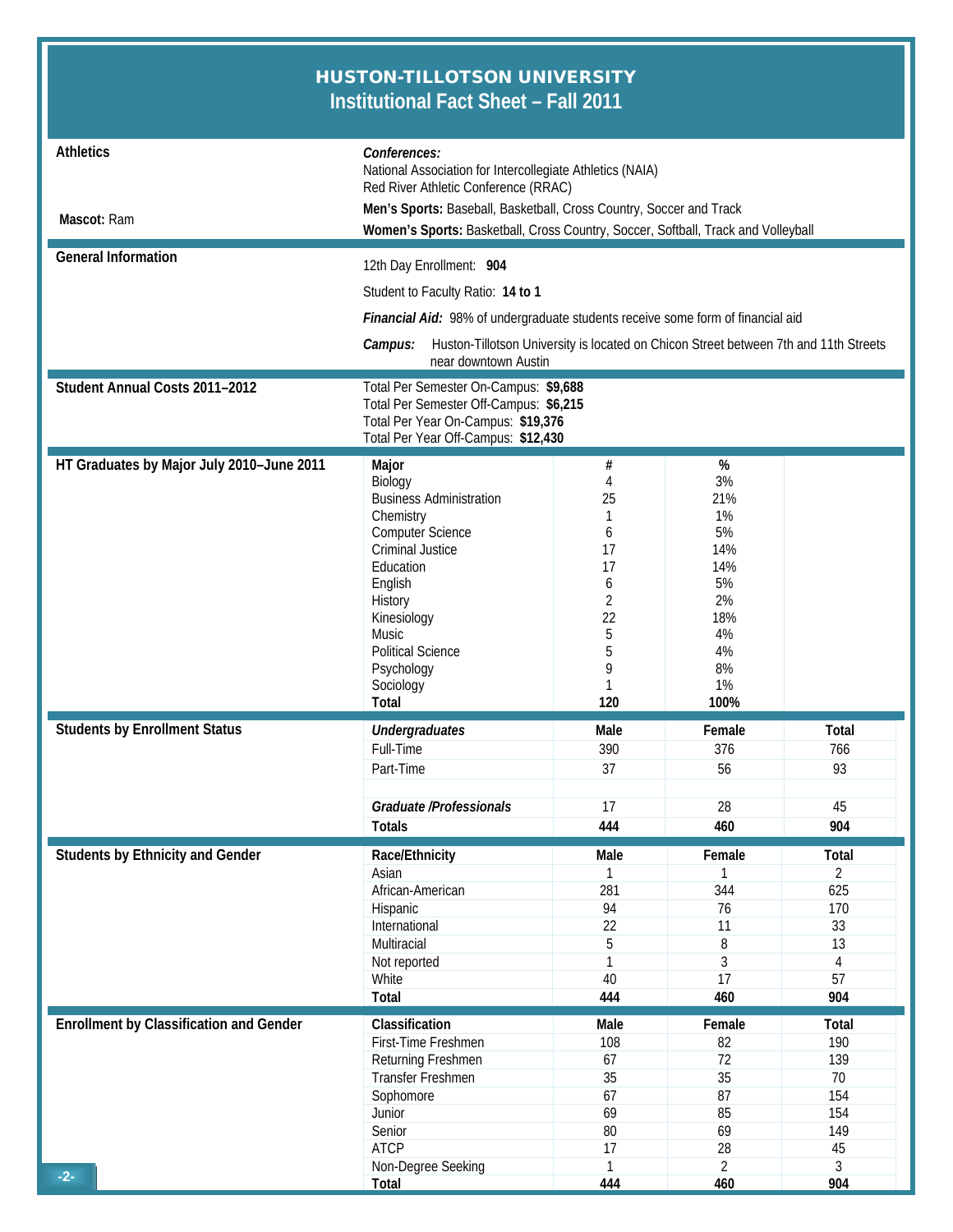# HUSTON-TILLOTSON UNIVERSITY
## Institutional Fact Sheet – Fall 2011

### Athletics

*Conferences:*
National Association for Intercollegiate Athletics (NAIA)
Red River Athletic Conference (RRAC)

**Men's Sports:** Baseball, Basketball, Cross Country, Soccer and Track

**Women's Sports:** Basketball, Cross Country, Soccer, Softball, Track and Volleyball

**Mascot:** Ram

### General Information

12th Day Enrollment: **904**

Student to Faculty Ratio: **14 to 1**

***Financial Aid:*** 98% of undergraduate students receive some form of financial aid

***Campus:*** Huston-Tillotson University is located on Chicon Street between 7th and 11th Streets near downtown Austin

### Student Annual Costs 2011–2012

Total Per Semester On-Campus: **$9,688**
Total Per Semester Off-Campus: **$6,215**
Total Per Year On-Campus: **$19,376**
Total Per Year Off-Campus: **$12,430**

### HT Graduates by Major July 2010–June 2011

| Major | # | % |
|---|---|---|
| Biology | 4 | 3% |
| Business Administration | 25 | 21% |
| Chemistry | 1 | 1% |
| Computer Science | 6 | 5% |
| Criminal Justice | 17 | 14% |
| Education | 17 | 14% |
| English | 6 | 5% |
| History | 2 | 2% |
| Kinesiology | 22 | 18% |
| Music | 5 | 4% |
| Political Science | 5 | 4% |
| Psychology | 9 | 8% |
| Sociology | 1 | 1% |
| **Total** | **120** | **100%** |

### Students by Enrollment Status

| *Undergraduates* | Male | Female | Total |
|---|---|---|---|
| Full-Time | 390 | 376 | 766 |
| Part-Time | 37 | 56 | 93 |
| | | | |
| *Graduate /Professionals* | 17 | 28 | 45 |
| **Totals** | **444** | **460** | **904** |

### Students by Ethnicity and Gender

| Race/Ethnicity | Male | Female | Total |
|---|---|---|---|
| Asian | 1 | 1 | 2 |
| African-American | 281 | 344 | 625 |
| Hispanic | 94 | 76 | 170 |
| International | 22 | 11 | 33 |
| Multiracial | 5 | 8 | 13 |
| Not reported | 1 | 3 | 4 |
| White | 40 | 17 | 57 |
| **Total** | **444** | **460** | **904** |

### Enrollment by Classification and Gender

| Classification | Male | Female | Total |
|---|---|---|---|
| First-Time Freshmen | 108 | 82 | 190 |
| Returning Freshmen | 67 | 72 | 139 |
| Transfer Freshmen | 35 | 35 | 70 |
| Sophomore | 67 | 87 | 154 |
| Junior | 69 | 85 | 154 |
| Senior | 80 | 69 | 149 |
| ATCP | 17 | 28 | 45 |
| Non-Degree Seeking | 1 | 2 | 3 |
| **Total** | **444** | **460** | **904** |